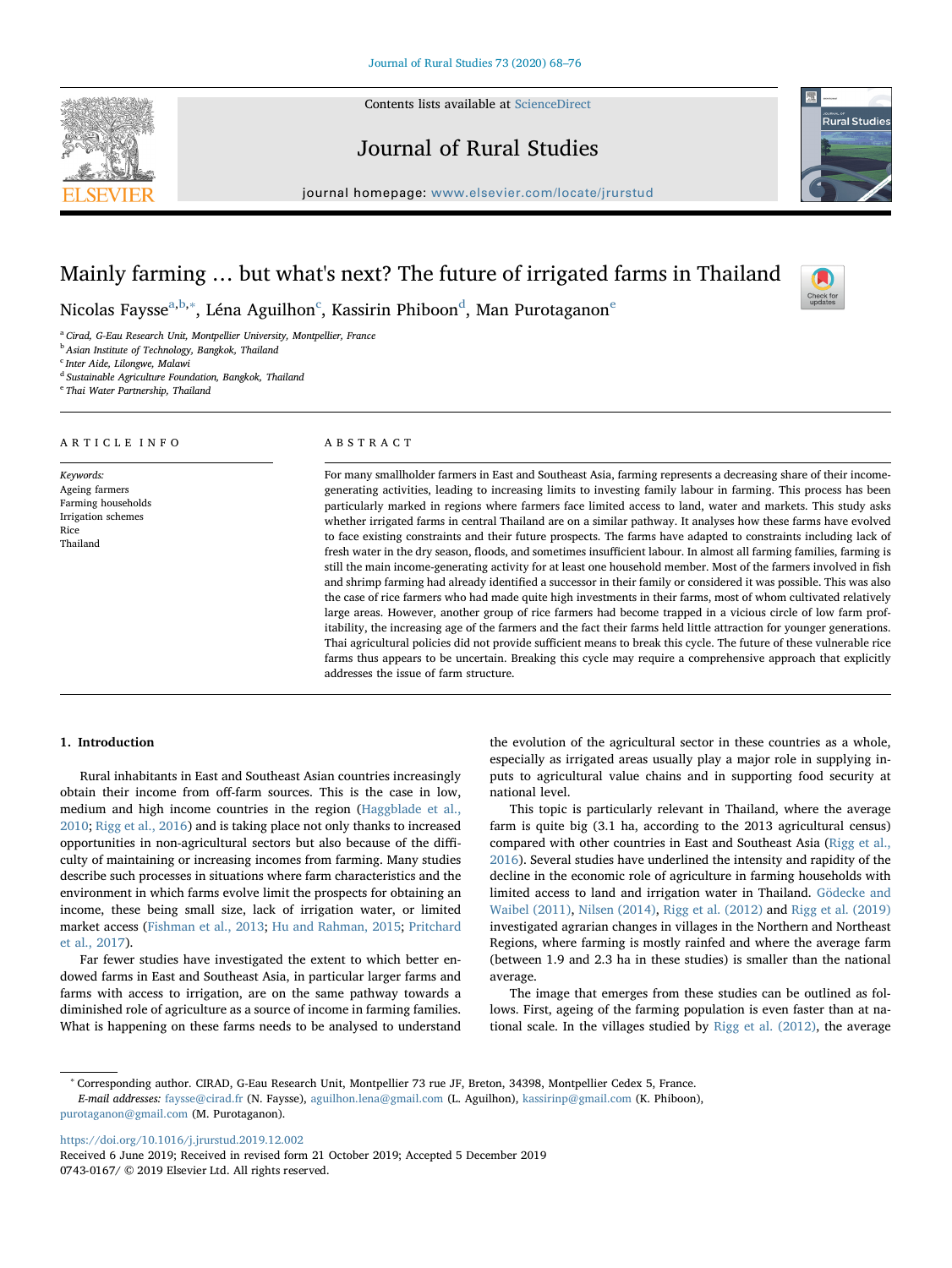# Mainly farming … but what's next? The future of irrigated farms in Thailand

Nicolas Faysse[a,b,*], Léna Aguilhon[c], Kassirin Phiboon[d], Man Purotaganon[e]

[a] Cirad, G-Eau Research Unit, Montpellier University, Montpellier, France
[b] Asian Institute of Technology, Bangkok, Thailand
[c] Inter Aide, Lilongwe, Malawi
[d] Sustainable Agriculture Foundation, Bangkok, Thailand
[e] Thai Water Partnership, Thailand

## ARTICLE INFO

*Keywords:*
Ageing farmers
Farming households
Irrigation schemes
Rice
Thailand

## ABSTRACT

For many smallholder farmers in East and Southeast Asia, farming represents a decreasing share of their income-generating activities, leading to increasing limits to investing family labour in farming. This process has been particularly marked in regions where farmers face limited access to land, water and markets. This study asks whether irrigated farms in central Thailand are on a similar pathway. It analyses how these farms have evolved to face existing constraints and their future prospects. The farms have adapted to constraints including lack of fresh water in the dry season, floods, and sometimes insufficient labour. In almost all farming families, farming is still the main income-generating activity for at least one household member. Most of the farmers involved in fish and shrimp farming had already identified a successor in their family or considered it was possible. This was also the case of rice farmers who had made quite high investments in their farms, most of whom cultivated relatively large areas. However, another group of rice farmers had become trapped in a vicious circle of low farm profitability, the increasing age of the farmers and the fact their farms held little attraction for younger generations. Thai agricultural policies did not provide sufficient means to break this cycle. The future of these vulnerable rice farms thus appears to be uncertain. Breaking this cycle may require a comprehensive approach that explicitly addresses the issue of farm structure.

## 1. Introduction

Rural inhabitants in East and Southeast Asian countries increasingly obtain their income from off-farm sources. This is the case in low, medium and high income countries in the region (Haggblade et al., 2010; Rigg et al., 2016) and is taking place not only thanks to increased opportunities in non-agricultural sectors but also because of the difficulty of maintaining or increasing incomes from farming. Many studies describe such processes in situations where farm characteristics and the environment in which farms evolve limit the prospects for obtaining an income, these being small size, lack of irrigation water, or limited market access (Fishman et al., 2013; Hu and Rahman, 2015; Pritchard et al., 2017).

Far fewer studies have investigated the extent to which better endowed farms in East and Southeast Asia, in particular larger farms and farms with access to irrigation, are on the same pathway towards a diminished role of agriculture as a source of income in farming families. What is happening on these farms needs to be analysed to understand the evolution of the agricultural sector in these countries as a whole, especially as irrigated areas usually play a major role in supplying inputs to agricultural value chains and in supporting food security at national level.

This topic is particularly relevant in Thailand, where the average farm is quite big (3.1 ha, according to the 2013 agricultural census) compared with other countries in East and Southeast Asia (Rigg et al., 2016). Several studies have underlined the intensity and rapidity of the decline in the economic role of agriculture in farming households with limited access to land and irrigation water in Thailand. Gödecke and Waibel (2011), Nilsen (2014), Rigg et al. (2012) and Rigg et al. (2019) investigated agrarian changes in villages in the Northern and Northeast Regions, where farming is mostly rainfed and where the average farm (between 1.9 and 2.3 ha in these studies) is smaller than the national average.

The image that emerges from these studies can be outlined as follows. First, ageing of the farming population is even faster than at national scale. In the villages studied by Rigg et al. (2012), the average

---

* Corresponding author. CIRAD, G-Eau Research Unit, Montpellier 73 rue JF, Breton, 34398, Montpellier Cedex 5, France.
*E-mail addresses:* faysse@cirad.fr (N. Faysse), aguilhon.lena@gmail.com (L. Aguilhon), kassirinp@gmail.com (K. Phiboon), purotaganon@gmail.com (M. Purotaganon).

https://doi.org/10.1016/j.jrurstud.2019.12.002
Received 6 June 2019; Received in revised form 21 October 2019; Accepted 5 December 2019
0743-0167/ © 2019 Elsevier Ltd. All rights reserved.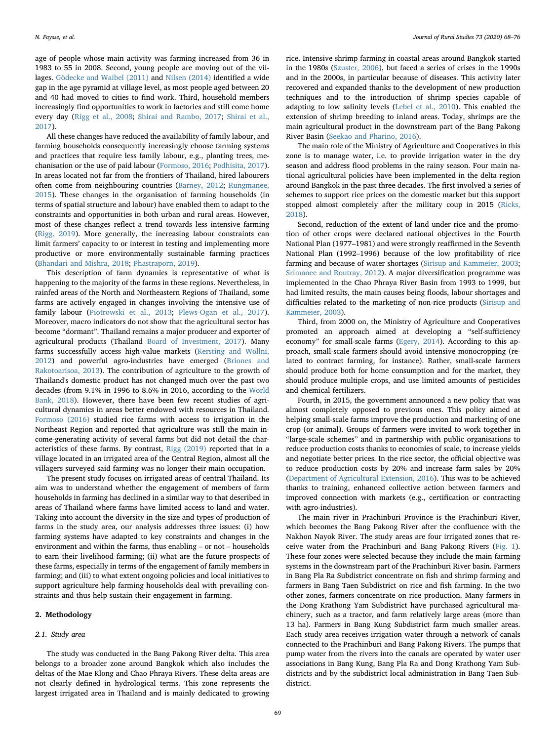age of people whose main activity was farming increased from 36 in 1983 to 55 in 2008. Second, young people are moving out of the villages. Gödecke and Waibel (2011) and Nilsen (2014) identified a wide gap in the age pyramid at village level, as most people aged between 20 and 40 had moved to cities to find work. Third, household members increasingly find opportunities to work in factories and still come home every day (Rigg et al., 2008; Shirai and Rambo, 2017; Shirai et al., 2017).

All these changes have reduced the availability of family labour, and farming households consequently increasingly choose farming systems and practices that require less family labour, e.g., planting trees, mechanisation or the use of paid labour (Formoso, 2016; Podhisita, 2017). In areas located not far from the frontiers of Thailand, hired labourers often come from neighbouring countries (Barney, 2012; Rungmanee, 2015). These changes in the organisation of farming households (in terms of spatial structure and labour) have enabled them to adapt to the constraints and opportunities in both urban and rural areas. However, most of these changes reflect a trend towards less intensive farming (Rigg, 2019). More generally, the increasing labour constraints can limit farmers' capacity to or interest in testing and implementing more productive or more environmentally sustainable farming practices (Bhandari and Mishra, 2018; Phastraporn, 2019).

This description of farm dynamics is representative of what is happening to the majority of the farms in these regions. Nevertheless, in rainfed areas of the North and Northeastern Regions of Thailand, some farms are actively engaged in changes involving the intensive use of family labour (Piotrowski et al., 2013; Plews-Ogan et al., 2017). Moreover, macro indicators do not show that the agricultural sector has become "dormant". Thailand remains a major producer and exporter of agricultural products (Thailand Board of Investment, 2017). Many farms successfully access high-value markets (Kersting and Wollni, 2012) and powerful agro-industries have emerged (Briones and Rakotoarisoa, 2013). The contribution of agriculture to the growth of Thailand's domestic product has not changed much over the past two decades (from 9.1% in 1996 to 8.6% in 2016, according to the World Bank, 2018). However, there have been few recent studies of agricultural dynamics in areas better endowed with resources in Thailand. Formoso (2016) studied rice farms with access to irrigation in the Northeast Region and reported that agriculture was still the main income-generating activity of several farms but did not detail the characteristics of these farms. By contrast, Rigg (2019) reported that in a village located in an irrigated area of the Central Region, almost all the villagers surveyed said farming was no longer their main occupation.

The present study focuses on irrigated areas of central Thailand. Its aim was to understand whether the engagement of members of farm households in farming has declined in a similar way to that described in areas of Thailand where farms have limited access to land and water. Taking into account the diversity in the size and types of production of farms in the study area, our analysis addresses three issues: (i) how farming systems have adapted to key constraints and changes in the environment and within the farms, thus enabling – or not – households to earn their livelihood farming; (ii) what are the future prospects of these farms, especially in terms of the engagement of family members in farming; and (iii) to what extent ongoing policies and local initiatives to support agriculture help farming households deal with prevailing constraints and thus help sustain their engagement in farming.

## 2. Methodology

### 2.1. Study area

The study was conducted in the Bang Pakong River delta. This area belongs to a broader zone around Bangkok which also includes the deltas of the Mae Klong and Chao Phraya Rivers. These delta areas are not clearly defined in hydrological terms. This zone represents the largest irrigated area in Thailand and is mainly dedicated to growing rice. Intensive shrimp farming in coastal areas around Bangkok started in the 1980s (Szuster, 2006), but faced a series of crises in the 1990s and in the 2000s, in particular because of diseases. This activity later recovered and expanded thanks to the development of new production techniques and to the introduction of shrimp species capable of adapting to low salinity levels (Lebel et al., 2010). This enabled the extension of shrimp breeding to inland areas. Today, shrimps are the main agricultural product in the downstream part of the Bang Pakong River Basin (Seekao and Pharino, 2016).

The main role of the Ministry of Agriculture and Cooperatives in this zone is to manage water, i.e. to provide irrigation water in the dry season and address flood problems in the rainy season. Four main national agricultural policies have been implemented in the delta region around Bangkok in the past three decades. The first involved a series of schemes to support rice prices on the domestic market but this support stopped almost completely after the military coup in 2015 (Ricks, 2018).

Second, reduction of the extent of land under rice and the promotion of other crops were declared national objectives in the Fourth National Plan (1977–1981) and were strongly reaffirmed in the Seventh National Plan (1992–1996) because of the low profitability of rice farming and because of water shortages (Sirisup and Kammeier, 2003; Srimanee and Routray, 2012). A major diversification programme was implemented in the Chao Phraya River Basin from 1993 to 1999, but had limited results, the main causes being floods, labour shortages and difficulties related to the marketing of non-rice products (Sirisup and Kammeier, 2003).

Third, from 2000 on, the Ministry of Agriculture and Cooperatives promoted an approach aimed at developing a "self-sufficiency economy" for small-scale farms (Egery, 2014). According to this approach, small-scale farmers should avoid intensive monocropping (related to contract farming, for instance). Rather, small-scale farmers should produce both for home consumption and for the market, they should produce multiple crops, and use limited amounts of pesticides and chemical fertilizers.

Fourth, in 2015, the government announced a new policy that was almost completely opposed to previous ones. This policy aimed at helping small-scale farms improve the production and marketing of one crop (or animal). Groups of farmers were invited to work together in "large-scale schemes" and in partnership with public organisations to reduce production costs thanks to economies of scale, to increase yields and negotiate better prices. In the rice sector, the official objective was to reduce production costs by 20% and increase farm sales by 20% (Department of Agricultural Extension, 2016). This was to be achieved thanks to training, enhanced collective action between farmers and improved connection with markets (e.g., certification or contracting with agro-industries).

The main river in Prachinburi Province is the Prachinburi River, which becomes the Bang Pakong River after the confluence with the Nakhon Nayok River. The study areas are four irrigated zones that receive water from the Prachinburi and Bang Pakong Rivers (Fig. 1). These four zones were selected because they include the main farming systems in the downstream part of the Prachinburi River basin. Farmers in Bang Pla Ra Subdistrict concentrate on fish and shrimp farming and farmers in Bang Taen Subdistrict on rice and fish farming. In the two other zones, farmers concentrate on rice production. Many farmers in the Dong Krathong Yam Subdistrict have purchased agricultural machinery, such as a tractor, and farm relatively large areas (more than 13 ha). Farmers in Bang Kung Subdistrict farm much smaller areas. Each study area receives irrigation water through a network of canals connected to the Prachinburi and Bang Pakong Rivers. The pumps that pump water from the rivers into the canals are operated by water user associations in Bang Kung, Bang Pla Ra and Dong Krathong Yam Subdistricts and by the subdistrict local administration in Bang Taen Subdistrict.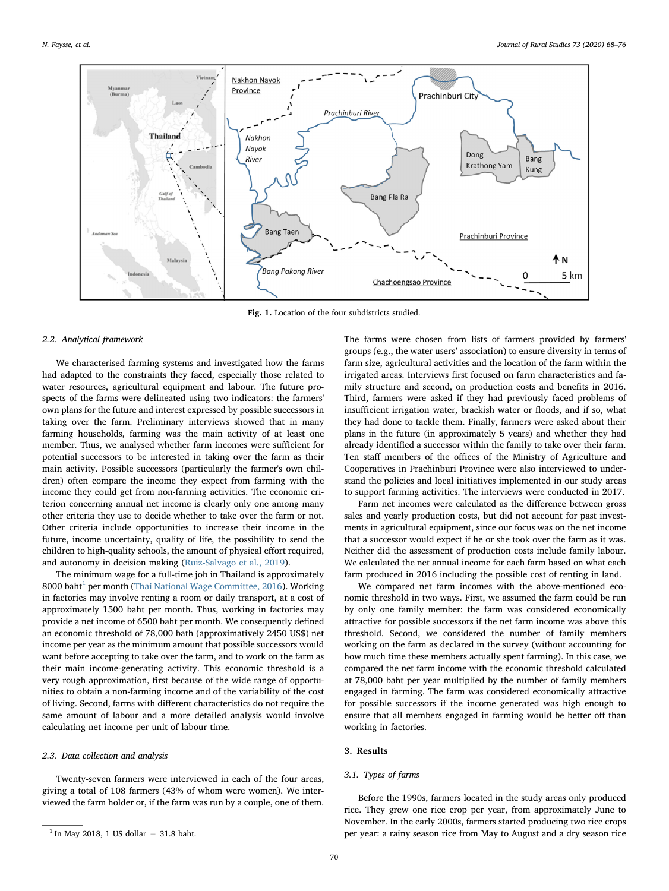Fig. 1. Location of the four subdistricts studied.

### 2.2. Analytical framework

We characterised farming systems and investigated how the farms had adapted to the constraints they faced, especially those related to water resources, agricultural equipment and labour. The future prospects of the farms were delineated using two indicators: the farmers' own plans for the future and interest expressed by possible successors in taking over the farm. Preliminary interviews showed that in many farming households, farming was the main activity of at least one member. Thus, we analysed whether farm incomes were sufficient for potential successors to be interested in taking over the farm as their main activity. Possible successors (particularly the farmer's own children) often compare the income they expect from farming with the income they could get from non-farming activities. The economic criterion concerning annual net income is clearly only one among many other criteria they use to decide whether to take over the farm or not. Other criteria include opportunities to increase their income in the future, income uncertainty, quality of life, the possibility to send the children to high-quality schools, the amount of physical effort required, and autonomy in decision making (Ruiz-Salvago et al., 2019).

The minimum wage for a full-time job in Thailand is approximately 8000 baht[1] per month (Thai National Wage Committee, 2016). Working in factories may involve renting a room or daily transport, at a cost of approximately 1500 baht per month. Thus, working in factories may provide a net income of 6500 baht per month. We consequently defined an economic threshold of 78,000 bath (approximatively 2450 US$) net income per year as the minimum amount that possible successors would want before accepting to take over the farm, and to work on the farm as their main income-generating activity. This economic threshold is a very rough approximation, first because of the wide range of opportunities to obtain a non-farming income and of the variability of the cost of living. Second, farms with different characteristics do not require the same amount of labour and a more detailed analysis would involve calculating net income per unit of labour time.

### 2.3. Data collection and analysis

Twenty-seven farmers were interviewed in each of the four areas, giving a total of 108 farmers (43% of whom were women). We interviewed the farm holder or, if the farm was run by a couple, one of them. The farms were chosen from lists of farmers provided by farmers' groups (e.g., the water users' association) to ensure diversity in terms of farm size, agricultural activities and the location of the farm within the irrigated areas. Interviews first focused on farm characteristics and family structure and second, on production costs and benefits in 2016. Third, farmers were asked if they had previously faced problems of insufficient irrigation water, brackish water or floods, and if so, what they had done to tackle them. Finally, farmers were asked about their plans in the future (in approximately 5 years) and whether they had already identified a successor within the family to take over their farm. Ten staff members of the offices of the Ministry of Agriculture and Cooperatives in Prachinburi Province were also interviewed to understand the policies and local initiatives implemented in our study areas to support farming activities. The interviews were conducted in 2017.

Farm net incomes were calculated as the difference between gross sales and yearly production costs, but did not account for past investments in agricultural equipment, since our focus was on the net income that a successor would expect if he or she took over the farm as it was. Neither did the assessment of production costs include family labour. We calculated the net annual income for each farm based on what each farm produced in 2016 including the possible cost of renting in land.

We compared net farm incomes with the above-mentioned economic threshold in two ways. First, we assumed the farm could be run by only one family member: the farm was considered economically attractive for possible successors if the net farm income was above this threshold. Second, we considered the number of family members working on the farm as declared in the survey (without accounting for how much time these members actually spent farming). In this case, we compared the net farm income with the economic threshold calculated at 78,000 baht per year multiplied by the number of family members engaged in farming. The farm was considered economically attractive for possible successors if the income generated was high enough to ensure that all members engaged in farming would be better off than working in factories.

## 3. Results

### 3.1. Types of farms

Before the 1990s, farmers located in the study areas only produced rice. They grew one rice crop per year, from approximately June to November. In the early 2000s, farmers started producing two rice crops per year: a rainy season rice from May to August and a dry season rice

---

[1] In May 2018, 1 US dollar = 31.8 baht.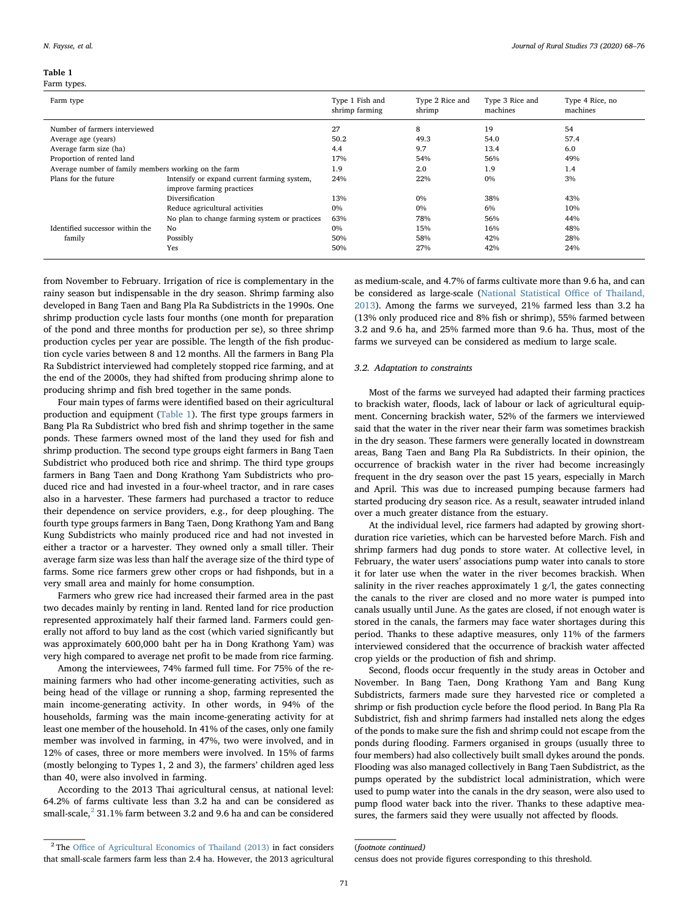**Table 1**
Farm types.

| Farm type | | Type 1 Fish and shrimp farming | Type 2 Rice and shrimp | Type 3 Rice and machines | Type 4 Rice, no machines |
|---|---|---|---|---|---|
| Number of farmers interviewed | | 27 | 8 | 19 | 54 |
| Average age (years) | | 50.2 | 49.3 | 54.0 | 57.4 |
| Average farm size (ha) | | 4.4 | 9.7 | 13.4 | 6.0 |
| Proportion of rented land | | 17% | 54% | 56% | 49% |
| Average number of family members working on the farm | | 1.9 | 2.0 | 1.9 | 1.4 |
| Plans for the future | Intensify or expand current farming system, improve farming practices | 24% | 22% | 0% | 3% |
| | Diversification | 13% | 0% | 38% | 43% |
| | Reduce agricultural activities | 0% | 0% | 6% | 10% |
| | No plan to change farming system or practices | 63% | 78% | 56% | 44% |
| Identified successor within the family | No | 0% | 15% | 16% | 48% |
| | Possibly | 50% | 58% | 42% | 28% |
| | Yes | 50% | 27% | 42% | 24% |

from November to February. Irrigation of rice is complementary in the rainy season but indispensable in the dry season. Shrimp farming also developed in Bang Taen and Bang Pla Ra Subdistricts in the 1990s. One shrimp production cycle lasts four months (one month for preparation of the pond and three months for production per se), so three shrimp production cycles per year are possible. The length of the fish production cycle varies between 8 and 12 months. All the farmers in Bang Pla Ra Subdistrict interviewed had completely stopped rice farming, and at the end of the 2000s, they had shifted from producing shrimp alone to producing shrimp and fish bred together in the same ponds.

Four main types of farms were identified based on their agricultural production and equipment (Table 1). The first type groups farmers in Bang Pla Ra Subdistrict who bred fish and shrimp together in the same ponds. These farmers owned most of the land they used for fish and shrimp production. The second type groups eight farmers in Bang Taen Subdistrict who produced both rice and shrimp. The third type groups farmers in Bang Taen and Dong Krathong Yam Subdistricts who produced rice and had invested in a four-wheel tractor, and in rare cases also in a harvester. These farmers had purchased a tractor to reduce their dependence on service providers, e.g., for deep ploughing. The fourth type groups farmers in Bang Taen, Dong Krathong Yam and Bang Kung Subdistricts who mainly produced rice and had not invested in either a tractor or a harvester. They owned only a small tiller. Their average farm size was less than half the average size of the third type of farms. Some rice farmers grew other crops or had fishponds, but in a very small area and mainly for home consumption.

Farmers who grew rice had increased their farmed area in the past two decades mainly by renting in land. Rented land for rice production represented approximately half their farmed land. Farmers could generally not afford to buy land as the cost (which varied significantly but was approximately 600,000 baht per ha in Dong Krathong Yam) was very high compared to average net profit to be made from rice farming.

Among the interviewees, 74% farmed full time. For 75% of the remaining farmers who had other income-generating activities, such as being head of the village or running a shop, farming represented the main income-generating activity. In other words, in 94% of the households, farming was the main income-generating activity for at least one member of the household. In 41% of the cases, only one family member was involved in farming, in 47%, two were involved, and in 12% of cases, three or more members were involved. In 15% of farms (mostly belonging to Types 1, 2 and 3), the farmers' children aged less than 40, were also involved in farming.

According to the 2013 Thai agricultural census, at national level: 64.2% of farms cultivate less than 3.2 ha and can be considered as small-scale,[2] 31.1% farm between 3.2 and 9.6 ha and can be considered as medium-scale, and 4.7% of farms cultivate more than 9.6 ha, and can be considered as large-scale (National Statistical Office of Thailand, 2013). Among the farms we surveyed, 21% farmed less than 3.2 ha (13% only produced rice and 8% fish or shrimp), 55% farmed between 3.2 and 9.6 ha, and 25% farmed more than 9.6 ha. Thus, most of the farms we surveyed can be considered as medium to large scale.

### 3.2. Adaptation to constraints

Most of the farms we surveyed had adapted their farming practices to brackish water, floods, lack of labour or lack of agricultural equipment. Concerning brackish water, 52% of the farmers we interviewed said that the water in the river near their farm was sometimes brackish in the dry season. These farmers were generally located in downstream areas, Bang Taen and Bang Pla Ra Subdistricts. In their opinion, the occurrence of brackish water in the river had become increasingly frequent in the dry season over the past 15 years, especially in March and April. This was due to increased pumping because farmers had started producing dry season rice. As a result, seawater intruded inland over a much greater distance from the estuary.

At the individual level, rice farmers had adapted by growing short-duration rice varieties, which can be harvested before March. Fish and shrimp farmers had dug ponds to store water. At collective level, in February, the water users' associations pump water into canals to store it for later use when the water in the river becomes brackish. When salinity in the river reaches approximately 1 g/l, the gates connecting the canals to the river are closed and no more water is pumped into canals usually until June. As the gates are closed, if not enough water is stored in the canals, the farmers may face water shortages during this period. Thanks to these adaptive measures, only 11% of the farmers interviewed considered that the occurrence of brackish water affected crop yields or the production of fish and shrimp.

Second, floods occur frequently in the study areas in October and November. In Bang Taen, Dong Krathong Yam and Bang Kung Subdistricts, farmers made sure they harvested rice or completed a shrimp or fish production cycle before the flood period. In Bang Pla Ra Subdistrict, fish and shrimp farmers had installed nets along the edges of the ponds to make sure the fish and shrimp could not escape from the ponds during flooding. Farmers organised in groups (usually three to four members) had also collectively built small dykes around the ponds. Flooding was also managed collectively in Bang Taen Subdistrict, as the pumps operated by the subdistrict local administration, which were used to pump water into the canals in the dry season, were also used to pump flood water back into the river. Thanks to these adaptive measures, the farmers said they were usually not affected by floods.

[2] The Office of Agricultural Economics of Thailand (2013) in fact considers that small-scale farmers farm less than 2.4 ha. However, the 2013 agricultural census does not provide figures corresponding to this threshold.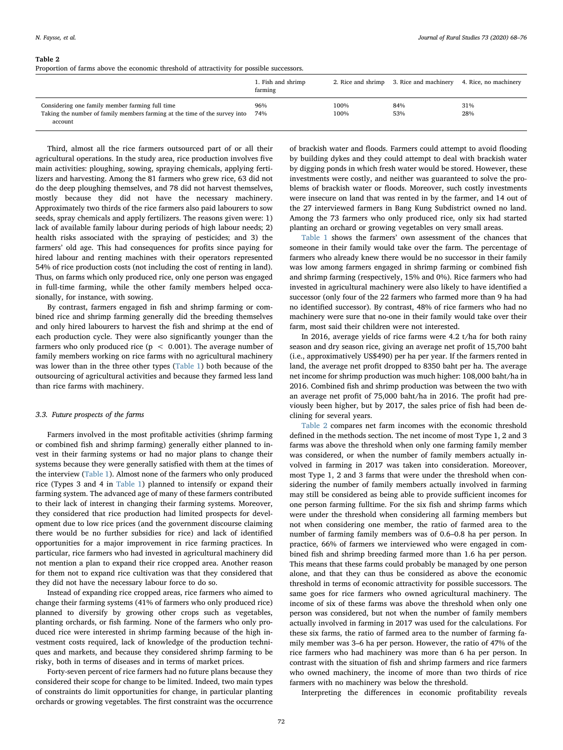**Table 2**
Proportion of farms above the economic threshold of attractivity for possible successors.

| | 1. Fish and shrimp farming | 2. Rice and shrimp | 3. Rice and machinery | 4. Rice, no machinery |
|---|---|---|---|---|
| Considering one family member farming full time | 96% | 100% | 84% | 31% |
| Taking the number of family members farming at the time of the survey into account | 74% | 100% | 53% | 28% |

Third, almost all the rice farmers outsourced part of or all their agricultural operations. In the study area, rice production involves five main activities: ploughing, sowing, spraying chemicals, applying fertilizers and harvesting. Among the 81 farmers who grew rice, 63 did not do the deep ploughing themselves, and 78 did not harvest themselves, mostly because they did not have the necessary machinery. Approximately two thirds of the rice farmers also paid labourers to sow seeds, spray chemicals and apply fertilizers. The reasons given were: 1) lack of available family labour during periods of high labour needs; 2) health risks associated with the spraying of pesticides; and 3) the farmers' old age. This had consequences for profits since paying for hired labour and renting machines with their operators represented 54% of rice production costs (not including the cost of renting in land). Thus, on farms which only produced rice, only one person was engaged in full-time farming, while the other family members helped occasionally, for instance, with sowing.

By contrast, farmers engaged in fish and shrimp farming or combined rice and shrimp farming generally did the breeding themselves and only hired labourers to harvest the fish and shrimp at the end of each production cycle. They were also significantly younger than the farmers who only produced rice ($p < 0.001$). The average number of family members working on rice farms with no agricultural machinery was lower than in the three other types (Table 1) both because of the outsourcing of agricultural activities and because they farmed less land than rice farms with machinery.

### 3.3. Future prospects of the farms

Farmers involved in the most profitable activities (shrimp farming or combined fish and shrimp farming) generally either planned to invest in their farming systems or had no major plans to change their systems because they were generally satisfied with them at the times of the interview (Table 1). Almost none of the farmers who only produced rice (Types 3 and 4 in Table 1) planned to intensify or expand their farming system. The advanced age of many of these farmers contributed to their lack of interest in changing their farming systems. Moreover, they considered that rice production had limited prospects for development due to low rice prices (and the government discourse claiming there would be no further subsidies for rice) and lack of identified opportunities for a major improvement in rice farming practices. In particular, rice farmers who had invested in agricultural machinery did not mention a plan to expand their rice cropped area. Another reason for them not to expand rice cultivation was that they considered that they did not have the necessary labour force to do so.

Instead of expanding rice cropped areas, rice farmers who aimed to change their farming systems (41% of farmers who only produced rice) planned to diversify by growing other crops such as vegetables, planting orchards, or fish farming. None of the farmers who only produced rice were interested in shrimp farming because of the high investment costs required, lack of knowledge of the production techniques and markets, and because they considered shrimp farming to be risky, both in terms of diseases and in terms of market prices.

Forty-seven percent of rice farmers had no future plans because they considered their scope for change to be limited. Indeed, two main types of constraints do limit opportunities for change, in particular planting orchards or growing vegetables. The first constraint was the occurrence of brackish water and floods. Farmers could attempt to avoid flooding by building dykes and they could attempt to deal with brackish water by digging ponds in which fresh water would be stored. However, these investments were costly, and neither was guaranteed to solve the problems of brackish water or floods. Moreover, such costly investments were insecure on land that was rented in by the farmer, and 14 out of the 27 interviewed farmers in Bang Kung Subdistrict owned no land. Among the 73 farmers who only produced rice, only six had started planting an orchard or growing vegetables on very small areas.

Table 1 shows the farmers' own assessment of the chances that someone in their family would take over the farm. The percentage of farmers who already knew there would be no successor in their family was low among farmers engaged in shrimp farming or combined fish and shrimp farming (respectively, 15% and 0%). Rice farmers who had invested in agricultural machinery were also likely to have identified a successor (only four of the 22 farmers who farmed more than 9 ha had no identified successor). By contrast, 48% of rice farmers who had no machinery were sure that no-one in their family would take over their farm, most said their children were not interested.

In 2016, average yields of rice farms were 4.2 t/ha for both rainy season and dry season rice, giving an average net profit of 15,700 baht (i.e., approximatively US$490) per ha per year. If the farmers rented in land, the average net profit dropped to 8350 baht per ha. The average net income for shrimp production was much higher: 108,000 baht/ha in 2016. Combined fish and shrimp production was between the two with an average net profit of 75,000 baht/ha in 2016. The profit had previously been higher, but by 2017, the sales price of fish had been declining for several years.

Table 2 compares net farm incomes with the economic threshold defined in the methods section. The net income of most Type 1, 2 and 3 farms was above the threshold when only one farming family member was considered, or when the number of family members actually involved in farming in 2017 was taken into consideration. Moreover, most Type 1, 2 and 3 farms that were under the threshold when considering the number of family members actually involved in farming may still be considered as being able to provide sufficient incomes for one person farming fulltime. For the six fish and shrimp farms which were under the threshold when considering all farming members but not when considering one member, the ratio of farmed area to the number of farming family members was of 0.6–0.8 ha per person. In practice, 66% of farmers we interviewed who were engaged in combined fish and shrimp breeding farmed more than 1.6 ha per person. This means that these farms could probably be managed by one person alone, and that they can thus be considered as above the economic threshold in terms of economic attractivity for possible successors. The same goes for rice farmers who owned agricultural machinery. The income of six of these farms was above the threshold when only one person was considered, but not when the number of family members actually involved in farming in 2017 was used for the calculations. For these six farms, the ratio of farmed area to the number of farming family member was 3–6 ha per person. However, the ratio of 47% of the rice farmers who had machinery was more than 6 ha per person. In contrast with the situation of fish and shrimp farmers and rice farmers who owned machinery, the income of more than two thirds of rice farmers with no machinery was below the threshold.

Interpreting the differences in economic profitability reveals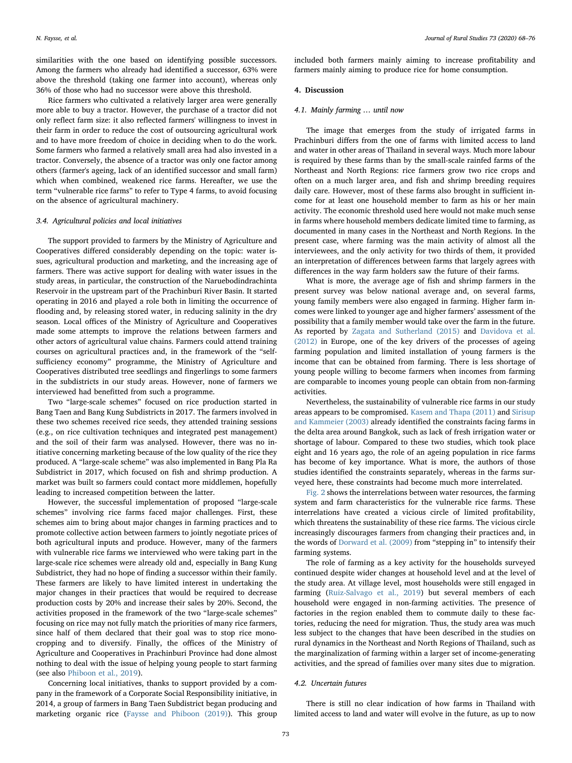similarities with the one based on identifying possible successors. Among the farmers who already had identified a successor, 63% were above the threshold (taking one farmer into account), whereas only 36% of those who had no successor were above this threshold.

Rice farmers who cultivated a relatively larger area were generally more able to buy a tractor. However, the purchase of a tractor did not only reflect farm size: it also reflected farmers' willingness to invest in their farm in order to reduce the cost of outsourcing agricultural work and to have more freedom of choice in deciding when to do the work. Some farmers who farmed a relatively small area had also invested in a tractor. Conversely, the absence of a tractor was only one factor among others (farmer's ageing, lack of an identified successor and small farm) which when combined, weakened rice farms. Hereafter, we use the term "vulnerable rice farms" to refer to Type 4 farms, to avoid focusing on the absence of agricultural machinery.

### 3.4. Agricultural policies and local initiatives

The support provided to farmers by the Ministry of Agriculture and Cooperatives differed considerably depending on the topic: water issues, agricultural production and marketing, and the increasing age of farmers. There was active support for dealing with water issues in the study areas, in particular, the construction of the Naruebodindrachinta Reservoir in the upstream part of the Prachinburi River Basin. It started operating in 2016 and played a role both in limiting the occurrence of flooding and, by releasing stored water, in reducing salinity in the dry season. Local offices of the Ministry of Agriculture and Cooperatives made some attempts to improve the relations between farmers and other actors of agricultural value chains. Farmers could attend training courses on agricultural practices and, in the framework of the "self-sufficiency economy" programme, the Ministry of Agriculture and Cooperatives distributed tree seedlings and fingerlings to some farmers in the subdistricts in our study areas. However, none of farmers we interviewed had benefitted from such a programme.

Two "large-scale schemes" focused on rice production started in Bang Taen and Bang Kung Subdistricts in 2017. The farmers involved in these two schemes received rice seeds, they attended training sessions (e.g., on rice cultivation techniques and integrated pest management) and the soil of their farm was analysed. However, there was no initiative concerning marketing because of the low quality of the rice they produced. A "large-scale scheme" was also implemented in Bang Pla Ra Subdistrict in 2017, which focused on fish and shrimp production. A market was built so farmers could contact more middlemen, hopefully leading to increased competition between the latter.

However, the successful implementation of proposed "large-scale schemes" involving rice farms faced major challenges. First, these schemes aim to bring about major changes in farming practices and to promote collective action between farmers to jointly negotiate prices of both agricultural inputs and produce. However, many of the farmers with vulnerable rice farms we interviewed who were taking part in the large-scale rice schemes were already old and, especially in Bang Kung Subdistrict, they had no hope of finding a successor within their family. These farmers are likely to have limited interest in undertaking the major changes in their practices that would be required to decrease production costs by 20% and increase their sales by 20%. Second, the activities proposed in the framework of the two "large-scale schemes" focusing on rice may not fully match the priorities of many rice farmers, since half of them declared that their goal was to stop rice monocropping and to diversify. Finally, the offices of the Ministry of Agriculture and Cooperatives in Prachinburi Province had done almost nothing to deal with the issue of helping young people to start farming (see also Phiboon et al., 2019).

Concerning local initiatives, thanks to support provided by a company in the framework of a Corporate Social Responsibility initiative, in 2014, a group of farmers in Bang Taen Subdistrict began producing and marketing organic rice (Faysse and Phiboon (2019)). This group included both farmers mainly aiming to increase profitability and farmers mainly aiming to produce rice for home consumption.

## 4. Discussion

### 4.1. Mainly farming … until now

The image that emerges from the study of irrigated farms in Prachinburi differs from the one of farms with limited access to land and water in other areas of Thailand in several ways. Much more labour is required by these farms than by the small-scale rainfed farms of the Northeast and North Regions: rice farmers grow two rice crops and often on a much larger area, and fish and shrimp breeding requires daily care. However, most of these farms also brought in sufficient income for at least one household member to farm as his or her main activity. The economic threshold used here would not make much sense in farms where household members dedicate limited time to farming, as documented in many cases in the Northeast and North Regions. In the present case, where farming was the main activity of almost all the interviewees, and the only activity for two thirds of them, it provided an interpretation of differences between farms that largely agrees with differences in the way farm holders saw the future of their farms.

What is more, the average age of fish and shrimp farmers in the present survey was below national average and, on several farms, young family members were also engaged in farming. Higher farm incomes were linked to younger age and higher farmers' assessment of the possibility that a family member would take over the farm in the future. As reported by Zagata and Sutherland (2015) and Davidova et al. (2012) in Europe, one of the key drivers of the processes of ageing farming population and limited installation of young farmers is the income that can be obtained from farming. There is less shortage of young people willing to become farmers when incomes from farming are comparable to incomes young people can obtain from non-farming activities.

Nevertheless, the sustainability of vulnerable rice farms in our study areas appears to be compromised. Kasem and Thapa (2011) and Sirisup and Kammeier (2003) already identified the constraints facing farms in the delta area around Bangkok, such as lack of fresh irrigation water or shortage of labour. Compared to these two studies, which took place eight and 16 years ago, the role of an ageing population in rice farms has become of key importance. What is more, the authors of those studies identified the constraints separately, whereas in the farms surveyed here, these constraints had become much more interrelated.

Fig. 2 shows the interrelations between water resources, the farming system and farm characteristics for the vulnerable rice farms. These interrelations have created a vicious circle of limited profitability, which threatens the sustainability of these rice farms. The vicious circle increasingly discourages farmers from changing their practices and, in the words of Dorward et al. (2009) from "stepping in" to intensify their farming systems.

The role of farming as a key activity for the households surveyed continued despite wider changes at household level and at the level of the study area. At village level, most households were still engaged in farming (Ruiz-Salvago et al., 2019) but several members of each household were engaged in non-farming activities. The presence of factories in the region enabled them to commute daily to these factories, reducing the need for migration. Thus, the study area was much less subject to the changes that have been described in the studies on rural dynamics in the Northeast and North Regions of Thailand, such as the marginalization of farming within a larger set of income-generating activities, and the spread of families over many sites due to migration.

### 4.2. Uncertain futures

There is still no clear indication of how farms in Thailand with limited access to land and water will evolve in the future, as up to now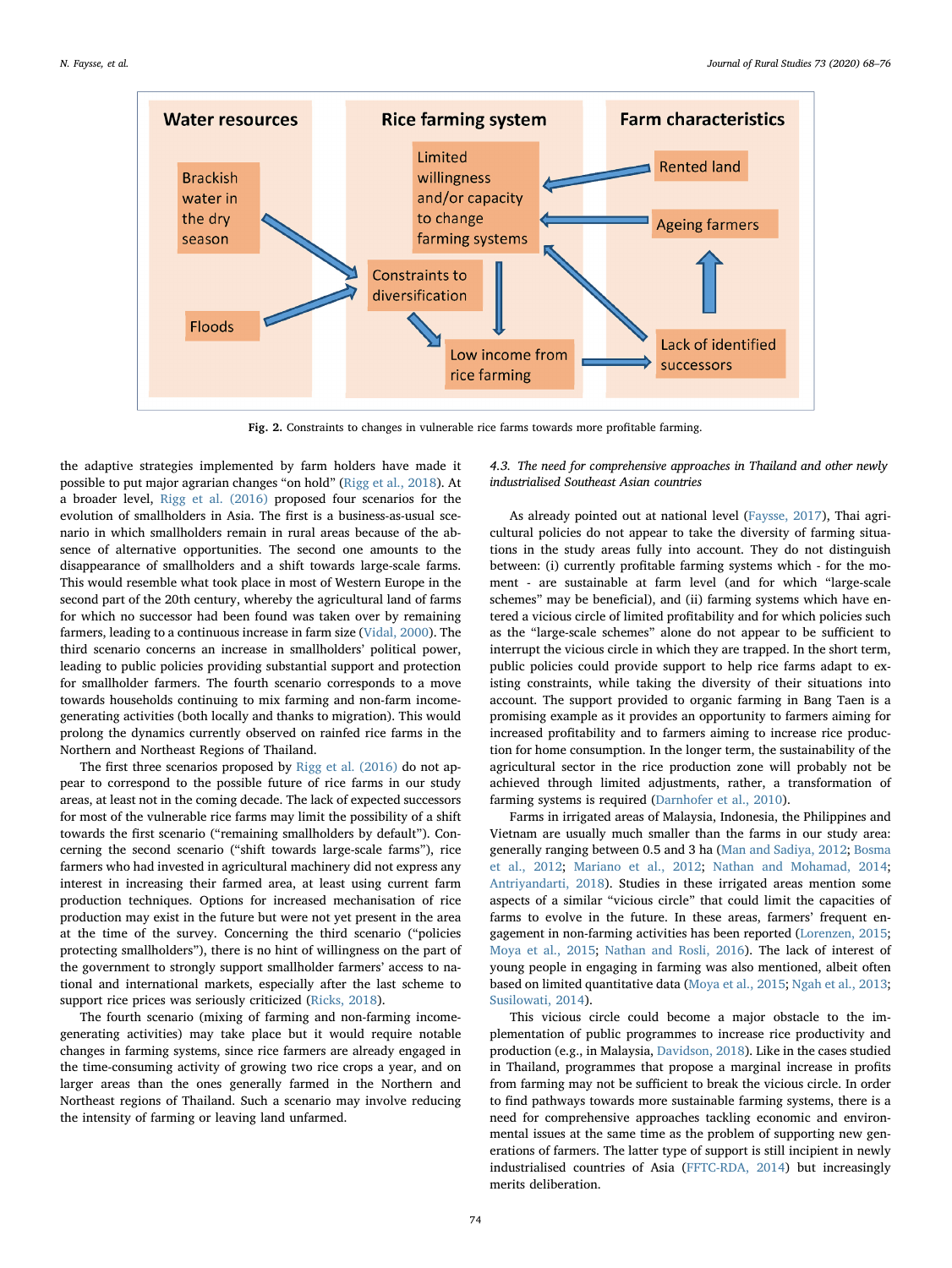Fig. 2. Constraints to changes in vulnerable rice farms towards more profitable farming.

the adaptive strategies implemented by farm holders have made it possible to put major agrarian changes "on hold" (Rigg et al., 2018). At a broader level, Rigg et al. (2016) proposed four scenarios for the evolution of smallholders in Asia. The first is a business-as-usual scenario in which smallholders remain in rural areas because of the absence of alternative opportunities. The second one amounts to the disappearance of smallholders and a shift towards large-scale farms. This would resemble what took place in most of Western Europe in the second part of the 20th century, whereby the agricultural land of farms for which no successor had been found was taken over by remaining farmers, leading to a continuous increase in farm size (Vidal, 2000). The third scenario concerns an increase in smallholders' political power, leading to public policies providing substantial support and protection for smallholder farmers. The fourth scenario corresponds to a move towards households continuing to mix farming and non-farm income-generating activities (both locally and thanks to migration). This would prolong the dynamics currently observed on rainfed rice farms in the Northern and Northeast Regions of Thailand.

The first three scenarios proposed by Rigg et al. (2016) do not appear to correspond to the possible future of rice farms in our study areas, at least not in the coming decade. The lack of expected successors for most of the vulnerable rice farms may limit the possibility of a shift towards the first scenario ("remaining smallholders by default"). Concerning the second scenario ("shift towards large-scale farms"), rice farmers who had invested in agricultural machinery did not express any interest in increasing their farmed area, at least using current farm production techniques. Options for increased mechanisation of rice production may exist in the future but were not yet present in the area at the time of the survey. Concerning the third scenario ("policies protecting smallholders"), there is no hint of willingness on the part of the government to strongly support smallholder farmers' access to national and international markets, especially after the last scheme to support rice prices was seriously criticized (Ricks, 2018).

The fourth scenario (mixing of farming and non-farming income-generating activities) may take place but it would require notable changes in farming systems, since rice farmers are already engaged in the time-consuming activity of growing two rice crops a year, and on larger areas than the ones generally farmed in the Northern and Northeast regions of Thailand. Such a scenario may involve reducing the intensity of farming or leaving land unfarmed.

### 4.3. *The need for comprehensive approaches in Thailand and other newly industrialised Southeast Asian countries*

As already pointed out at national level (Faysse, 2017), Thai agricultural policies do not appear to take the diversity of farming situations in the study areas fully into account. They do not distinguish between: (i) currently profitable farming systems which - for the moment - are sustainable at farm level (and for which "large-scale schemes" may be beneficial), and (ii) farming systems which have entered a vicious circle of limited profitability and for which policies such as the "large-scale schemes" alone do not appear to be sufficient to interrupt the vicious circle in which they are trapped. In the short term, public policies could provide support to help rice farms adapt to existing constraints, while taking the diversity of their situations into account. The support provided to organic farming in Bang Taen is a promising example as it provides an opportunity to farmers aiming for increased profitability and to farmers aiming to increase rice production for home consumption. In the longer term, the sustainability of the agricultural sector in the rice production zone will probably not be achieved through limited adjustments, rather, a transformation of farming systems is required (Darnhofer et al., 2010).

Farms in irrigated areas of Malaysia, Indonesia, the Philippines and Vietnam are usually much smaller than the farms in our study area: generally ranging between 0.5 and 3 ha (Man and Sadiya, 2012; Bosma et al., 2012; Mariano et al., 2012; Nathan and Mohamad, 2014; Antriyandarti, 2018). Studies in these irrigated areas mention some aspects of a similar "vicious circle" that could limit the capacities of farms to evolve in the future. In these areas, farmers' frequent engagement in non-farming activities has been reported (Lorenzen, 2015; Moya et al., 2015; Nathan and Rosli, 2016). The lack of interest of young people in engaging in farming was also mentioned, albeit often based on limited quantitative data (Moya et al., 2015; Ngah et al., 2013; Susilowati, 2014).

This vicious circle could become a major obstacle to the implementation of public programmes to increase rice productivity and production (e.g., in Malaysia, Davidson, 2018). Like in the cases studied in Thailand, programmes that propose a marginal increase in profits from farming may not be sufficient to break the vicious circle. In order to find pathways towards more sustainable farming systems, there is a need for comprehensive approaches tackling economic and environmental issues at the same time as the problem of supporting new generations of farmers. The latter type of support is still incipient in newly industrialised countries of Asia (FFTC-RDA, 2014) but increasingly merits deliberation.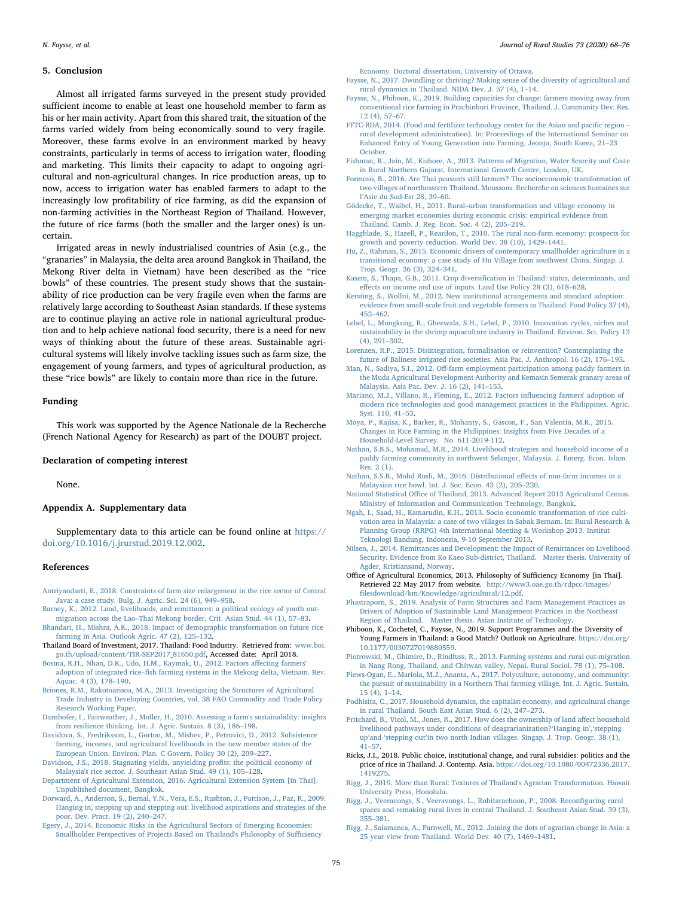## 5. Conclusion

Almost all irrigated farms surveyed in the present study provided sufficient income to enable at least one household member to farm as his or her main activity. Apart from this shared trait, the situation of the farms varied widely from being economically sound to very fragile. Moreover, these farms evolve in an environment marked by heavy constraints, particularly in terms of access to irrigation water, flooding and marketing. This limits their capacity to adapt to ongoing agricultural and non-agricultural changes. In rice production areas, up to now, access to irrigation water has enabled farmers to adapt to the increasingly low profitability of rice farming, as did the expansion of non-farming activities in the Northeast Region of Thailand. However, the future of rice farms (both the smaller and the larger ones) is uncertain.

Irrigated areas in newly industrialised countries of Asia (e.g., the "granaries" in Malaysia, the delta area around Bangkok in Thailand, the Mekong River delta in Vietnam) have been described as the "rice bowls" of these countries. The present study shows that the sustainability of rice production can be very fragile even when the farms are relatively large according to Southeast Asian standards. If these systems are to continue playing an active role in national agricultural production and to help achieve national food security, there is a need for new ways of thinking about the future of these areas. Sustainable agricultural systems will likely involve tackling issues such as farm size, the engagement of young farmers, and types of agricultural production, as these "rice bowls" are likely to contain more than rice in the future.

## Funding

This work was supported by the Agence Nationale de la Recherche (French National Agency for Research) as part of the DOUBT project.

## Declaration of competing interest

None.

## Appendix A. Supplementary data

Supplementary data to this article can be found online at https://doi.org/10.1016/j.jrurstud.2019.12.002.

## References

Antriyandarti, E., 2018. Constraints of farm size enlargement in the rice sector of Central Java: a case study. Bulg. J. Agric. Sci. 24 (6), 949–958.

Barney, K., 2012. Land, livelihoods, and remittances: a political ecology of youth out-migration across the Lao–Thai Mekong border. Crit. Asian Stud. 44 (1), 57–83.

Bhandari, H., Mishra, A.K., 2018. Impact of demographic transformation on future rice farming in Asia. Outlook Agric. 47 (2), 125–132.

Thailand Board of Investment, 2017. Thailand: Food Industry. Retrieved from: www.boi.go.th/upload/content/TIR-SEP2017_81650.pdf, Accessed date: April 2018.

Bosma, R.H., Nhan, D.K., Udo, H.M., Kaymak, U., 2012. Factors affecting farmers' adoption of integrated rice–fish farming systems in the Mekong delta, Vietnam. Rev. Aquac. 4 (3), 178–190.

Briones, R.M., Rakotoarisoa, M.A., 2013. Investigating the Structures of Agricultural Trade Industry in Developing Countries, vol. 38 FAO Commodity and Trade Policy Research Working Paper.

Darnhofer, I., Fairweather, J., Moller, H., 2010. Assessing a farm's sustainability: insights from resilience thinking. Int. J. Agric. Sustain. 8 (3), 186–198.

Davidova, S., Fredriksson, L., Gorton, M., Mishev, P., Petrovici, D., 2012. Subsistence farming, incomes, and agricultural livelihoods in the new member states of the European Union. Environ. Plan. C Govern. Policy 30 (2), 209–227.

Davidson, J.S., 2018. Stagnating yields, unyielding profits: the political economy of Malaysia's rice sector. J. Southeast Asian Stud. 49 (1), 105–128.

Department of Agricultural Extension, 2016. Agricultural Extension System [in Thai]. Unpublished document, Bangkok.

Dorward, A., Anderson, S., Bernal, Y.N., Vera, E.S., Rushton, J., Pattison, J., Paz, R., 2009. Hanging in, stepping up and stepping out: livelihood aspirations and strategies of the poor. Dev. Pract. 19 (2), 240–247.

Egery, J., 2014. Economic Risks in the Agricultural Sectors of Emerging Economies: Smallholder Perspectives of Projects Based on Thailand's Philosophy of Sufficiency Economy. Doctoral dissertation, University of Ottawa.

Faysse, N., 2017. Dwindling or thriving? Making sense of the diversity of agricultural and rural dynamics in Thailand. NIDA Dev. J. 57 (4), 1–14.

Faysse, N., Phiboon, K., 2019. Building capacities for change: farmers moving away from conventional rice farming in Prachinburi Province, Thailand. J. Community Dev. Res. 12 (4), 57–67.

FFTC-RDA, 2014. (Food and fertilizer technology center for the Asian and pacific region – rural development administration). In: Proceedings of the International Seminar on Enhanced Entry of Young Generation into Farming. Jeonju, South Korea, 21–23 October.

Fishman, R., Jain, M., Kishore, A., 2013. Patterns of Migration, Water Scarcity and Caste in Rural Northern Gujarat. International Growth Centre, London, UK.

Formoso, B., 2016. Are Thai peasants still farmers? The socioeconomic transformation of two villages of northeastern Thailand. Moussons. Recherche en sciences humaines sur l'Asie du Sud-Est 28, 39–60.

Gödecke, T., Waibel, H., 2011. Rural–urban transformation and village economy in emerging market economies during economic crisis: empirical evidence from Thailand. Camb. J. Reg. Econ. Soc. 4 (2), 205–219.

Haggblade, S., Hazell, P., Reardon, T., 2010. The rural non-farm economy: prospects for growth and poverty reduction. World Dev. 38 (10), 1429–1441.

Hu, Z., Rahman, S., 2015. Economic drivers of contemporary smallholder agriculture in a transitional economy: a case study of Hu Village from southwest China. Singap. J. Trop. Geogr. 36 (3), 324–341.

Kasem, S., Thapa, G.B., 2011. Crop diversification in Thailand: status, determinants, and effects on income and use of inputs. Land Use Policy 28 (3), 618–628.

Kersting, S., Wollni, M., 2012. New institutional arrangements and standard adoption: evidence from small-scale fruit and vegetable farmers in Thailand. Food Policy 37 (4), 452–462.

Lebel, L., Mungkung, R., Gheewala, S.H., Lebel, P., 2010. Innovation cycles, niches and sustainability in the shrimp aquaculture industry in Thailand. Environ. Sci. Policy 13 (4), 291–302.

Lorenzen, R.P., 2015. Disintegration, formalisation or reinvention? Contemplating the future of Balinese irrigated rice societies. Asia Pac. J. Anthropol. 16 (2), 176–193.

Man, N., Sadiya, S.I., 2012. Off-farm employment participation among paddy farmers in the Muda Agricultural Development Authority and Kemasin Semerak granary areas of Malaysia. Asia Pac. Dev. J. 16 (2), 141–153.

Mariano, M.J., Villano, R., Fleming, E., 2012. Factors influencing farmers' adoption of modern rice technologies and good management practices in the Philippines. Agric. Syst. 110, 41–53.

Moya, P., Kajisa, K., Barker, R., Mohanty, S., Gascon, F., San Valentin, M.R., 2015. Changes in Rice Farming in the Philippines: Insights from Five Decades of a Household-Level Survey. No. 611-2019-112.

Nathan, S.B.S., Mohamad, M.R., 2014. Livelihood strategies and household income of a paddy farming community in northwest Selangor, Malaysia. J. Emerg. Econ. Islam. Res. 2 (1).

Nathan, S.S.B., Mohd Rosli, M., 2016. Distributional effects of non-farm incomes in a Malaysian rice bowl. Int. J. Soc. Econ. 43 (2), 205–220.

National Statistical Office of Thailand, 2013. Advanced Report 2013 Agricultural Census. Ministry of Information and Communication Technology, Bangkok.

Ngah, I., Saad, H., Kamarudin, K.H., 2013. Socio economic transformation of rice cultivation area in Malaysia: a case of two villages in Sabak Bernam. In: Rural Research & Planning Group (RRPG) 4th International Meeting & Workshop 2013. Institut Teknologi Bandung, Indonesia, 9-10 September 2013.

Nilsen, J., 2014. Remittances and Development: the Impact of Remittances on Livelihood Security. Evidence from Ko Kaeo Sub-district, Thailand. Master thesis. University of Agder, Kristiansand, Norway.

Office of Agricultural Economics, 2013. Philosophy of Sufficiency Economy [in Thai]. Retrieved 22 May 2017 from website. http://www3.oae.go.th/rdpcc/images/filesdownload/km/Knowledge/agricultural/12.pdf.

Phastraporn, S., 2019. Analysis of Farm Structures and Farm Management Practices as Drivers of Adoption of Sustainable Land Management Practices in the Northeast Region of Thailand. Master thesis. Asian Institute of Technology.

Phiboon, K., Cochetel, C., Faysse, N., 2019. Support Programmes and the Diversity of Young Farmers in Thailand: a Good Match? Outlook on Agriculture. https://doi.org/10.1177/0030727019880559.

Piotrowski, M., Ghimire, D., Rindfuss, R., 2013. Farming systems and rural out-migration in Nang Rong, Thailand, and Chitwan valley, Nepal. Rural Sociol. 78 (1), 75–108.

Plews-Ogan, E., Mariola, M.J., Ananta, A., 2017. Polyculture, autonomy, and community: the pursuit of sustainability in a Northern Thai farming village. Int. J. Agric. Sustain. 15 (4), 1–14.

Podhisita, C., 2017. Household dynamics, the capitalist economy, and agricultural change in rural Thailand. South East Asian Stud. 6 (2), 247–273.

Pritchard, B., Vicol, M., Jones, R., 2017. How does the ownership of land affect household livelihood pathways under conditions of deagrarianization?'Hanging in','stepping up'and 'stepping out'in two north Indian villages. Singap. J. Trop. Geogr. 38 (1), 41–57.

Ricks, J.I., 2018. Public choice, institutional change, and rural subsidies: politics and the price of rice in Thailand. J. Contemp. Asia. https://doi.org/10.1080/00472336.2017.1419275.

Rigg, J., 2019. More than Rural: Textures of Thailand's Agrarian Transformation. Hawaii University Press, Honolulu.

Rigg, J., Veeravongs, S., Veeravongs, L., Rohitarachoon, P., 2008. Reconfiguring rural spaces and remaking rural lives in central Thailand. J. Southeast Asian Stud. 39 (3), 355–381.

Rigg, J., Salamanca, A., Parnwell, M., 2012. Joining the dots of agrarian change in Asia: a 25 year view from Thailand. World Dev. 40 (7), 1469–1481.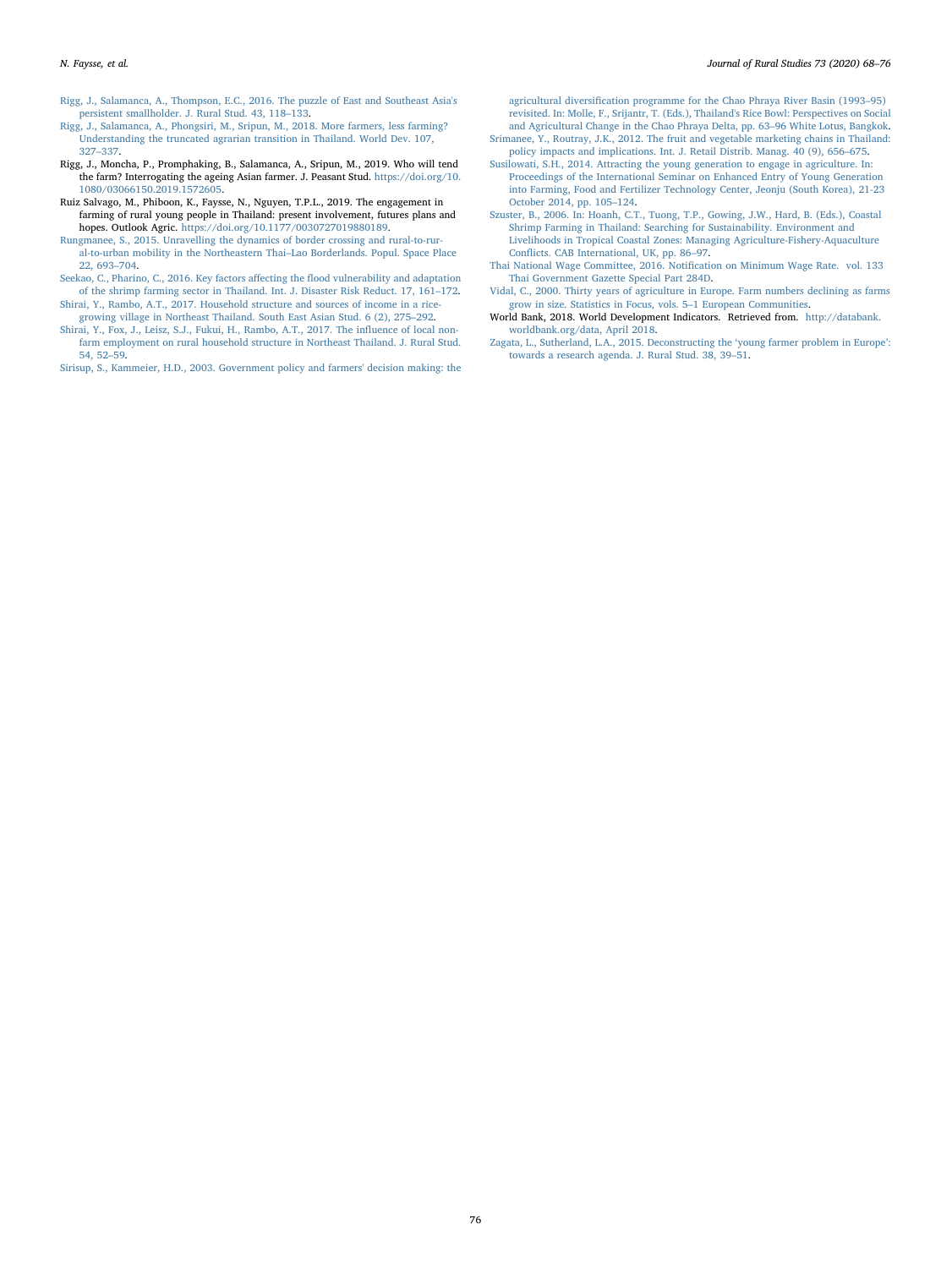Rigg, J., Salamanca, A., Thompson, E.C., 2016. The puzzle of East and Southeast Asia's persistent smallholder. J. Rural Stud. 43, 118–133.

Rigg, J., Salamanca, A., Phongsiri, M., Sripun, M., 2018. More farmers, less farming? Understanding the truncated agrarian transition in Thailand. World Dev. 107, 327–337.

Rigg, J., Moncha, P., Promphaking, B., Salamanca, A., Sripun, M., 2019. Who will tend the farm? Interrogating the ageing Asian farmer. J. Peasant Stud. https://doi.org/10.1080/03066150.2019.1572605.

Ruiz Salvago, M., Phiboon, K., Faysse, N., Nguyen, T.P.L., 2019. The engagement in farming of rural young people in Thailand: present involvement, futures plans and hopes. Outlook Agric. https://doi.org/10.1177/0030727019880189.

Rungmanee, S., 2015. Unravelling the dynamics of border crossing and rural-to-rural-to-urban mobility in the Northeastern Thai–Lao Borderlands. Popul. Space Place 22, 693–704.

Seekao, C., Pharino, C., 2016. Key factors affecting the flood vulnerability and adaptation of the shrimp farming sector in Thailand. Int. J. Disaster Risk Reduct. 17, 161–172.

Shirai, Y., Rambo, A.T., 2017. Household structure and sources of income in a rice-growing village in Northeast Thailand. South East Asian Stud. 6 (2), 275–292.

Shirai, Y., Fox, J., Leisz, S.J., Fukui, H., Rambo, A.T., 2017. The influence of local non-farm employment on rural household structure in Northeast Thailand. J. Rural Stud. 54, 52–59.

Sirisup, S., Kammeier, H.D., 2003. Government policy and farmers' decision making: the agricultural diversification programme for the Chao Phraya River Basin (1993–95) revisited. In: Molle, F., Srijantr, T. (Eds.), Thailand's Rice Bowl: Perspectives on Social and Agricultural Change in the Chao Phraya Delta, pp. 63–96 White Lotus, Bangkok.

Srimanee, Y., Routray, J.K., 2012. The fruit and vegetable marketing chains in Thailand: policy impacts and implications. Int. J. Retail Distrib. Manag. 40 (9), 656–675.

Susilowati, S.H., 2014. Attracting the young generation to engage in agriculture. In: Proceedings of the International Seminar on Enhanced Entry of Young Generation into Farming, Food and Fertilizer Technology Center, Jeonju (South Korea), 21-23 October 2014, pp. 105–124.

Szuster, B., 2006. In: Hoanh, C.T., Tuong, T.P., Gowing, J.W., Hard, B. (Eds.), Coastal Shrimp Farming in Thailand: Searching for Sustainability. Environment and Livelihoods in Tropical Coastal Zones: Managing Agriculture-Fishery-Aquaculture Conflicts. CAB International, UK, pp. 86–97.

Thai National Wage Committee, 2016. Notification on Minimum Wage Rate. vol. 133 Thai Government Gazette Special Part 284D.

Vidal, C., 2000. Thirty years of agriculture in Europe. Farm numbers declining as farms grow in size. Statistics in Focus, vols. 5–1 European Communities.

World Bank, 2018. World Development Indicators. Retrieved from. http://databank.worldbank.org/data, April 2018.

Zagata, L., Sutherland, L.A., 2015. Deconstructing the 'young farmer problem in Europe': towards a research agenda. J. Rural Stud. 38, 39–51.